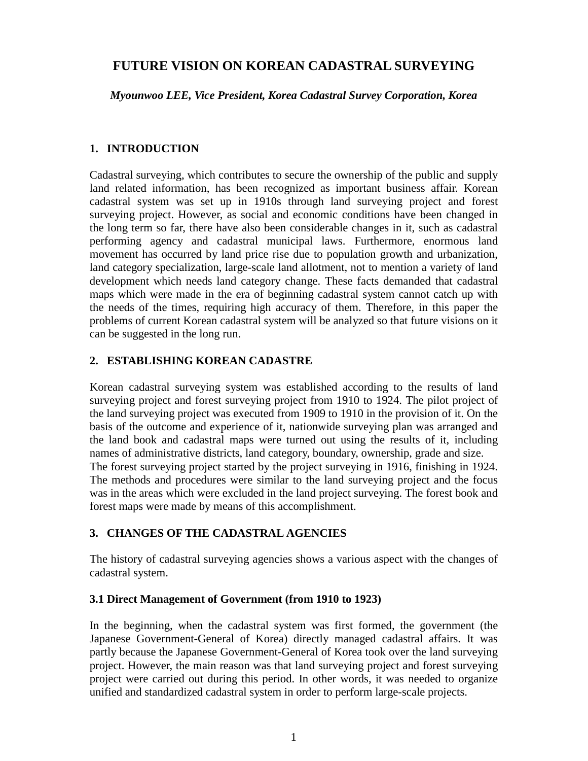# FUTURE VISION ON KOREAN CADASTRAL SURVEYING

***Myounwoo LEE, Vice President, Korea Cadastral Survey Corporation, Korea***

## 1. INTRODUCTION

Cadastral surveying, which contributes to secure the ownership of the public and supply land related information, has been recognized as important business affair. Korean cadastral system was set up in 1910s through land surveying project and forest surveying project. However, as social and economic conditions have been changed in the long term so far, there have also been considerable changes in it, such as cadastral performing agency and cadastral municipal laws. Furthermore, enormous land movement has occurred by land price rise due to population growth and urbanization, land category specialization, large-scale land allotment, not to mention a variety of land development which needs land category change. These facts demanded that cadastral maps which were made in the era of beginning cadastral system cannot catch up with the needs of the times, requiring high accuracy of them. Therefore, in this paper the problems of current Korean cadastral system will be analyzed so that future visions on it can be suggested in the long run.

## 2. ESTABLISHING KOREAN CADASTRE

Korean cadastral surveying system was established according to the results of land surveying project and forest surveying project from 1910 to 1924. The pilot project of the land surveying project was executed from 1909 to 1910 in the provision of it. On the basis of the outcome and experience of it, nationwide surveying plan was arranged and the land book and cadastral maps were turned out using the results of it, including names of administrative districts, land category, boundary, ownership, grade and size.

The forest surveying project started by the project surveying in 1916, finishing in 1924. The methods and procedures were similar to the land surveying project and the focus was in the areas which were excluded in the land project surveying. The forest book and forest maps were made by means of this accomplishment.

## 3. CHANGES OF THE CADASTRAL AGENCIES

The history of cadastral surveying agencies shows a various aspect with the changes of cadastral system.

### 3.1 Direct Management of Government (from 1910 to 1923)

In the beginning, when the cadastral system was first formed, the government (the Japanese Government-General of Korea) directly managed cadastral affairs. It was partly because the Japanese Government-General of Korea took over the land surveying project. However, the main reason was that land surveying project and forest surveying project were carried out during this period. In other words, it was needed to organize unified and standardized cadastral system in order to perform large-scale projects.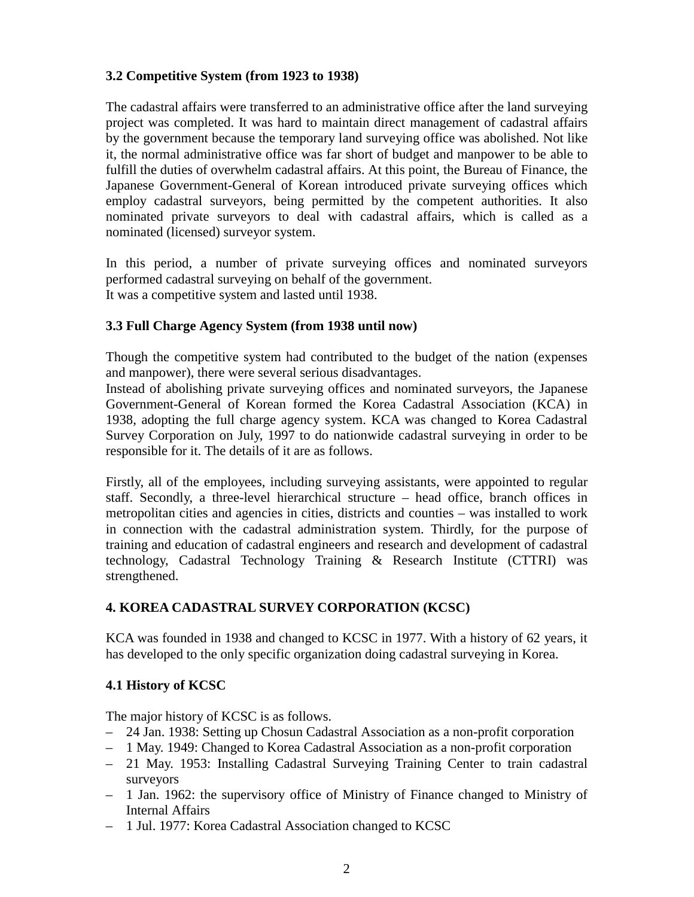### 3.2 Competitive System (from 1923 to 1938)

The cadastral affairs were transferred to an administrative office after the land surveying project was completed. It was hard to maintain direct management of cadastral affairs by the government because the temporary land surveying office was abolished. Not like it, the normal administrative office was far short of budget and manpower to be able to fulfill the duties of overwhelm cadastral affairs. At this point, the Bureau of Finance, the Japanese Government-General of Korean introduced private surveying offices which employ cadastral surveyors, being permitted by the competent authorities. It also nominated private surveyors to deal with cadastral affairs, which is called as a nominated (licensed) surveyor system.

In this period, a number of private surveying offices and nominated surveyors performed cadastral surveying on behalf of the government.
It was a competitive system and lasted until 1938.

### 3.3 Full Charge Agency System (from 1938 until now)

Though the competitive system had contributed to the budget of the nation (expenses and manpower), there were several serious disadvantages.
Instead of abolishing private surveying offices and nominated surveyors, the Japanese Government-General of Korean formed the Korea Cadastral Association (KCA) in 1938, adopting the full charge agency system. KCA was changed to Korea Cadastral Survey Corporation on July, 1997 to do nationwide cadastral surveying in order to be responsible for it. The details of it are as follows.

Firstly, all of the employees, including surveying assistants, were appointed to regular staff. Secondly, a three-level hierarchical structure – head office, branch offices in metropolitan cities and agencies in cities, districts and counties – was installed to work in connection with the cadastral administration system. Thirdly, for the purpose of training and education of cadastral engineers and research and development of cadastral technology, Cadastral Technology Training & Research Institute (CTTRI) was strengthened.

## 4. KOREA CADASTRAL SURVEY CORPORATION (KCSC)

KCA was founded in 1938 and changed to KCSC in 1977. With a history of 62 years, it has developed to the only specific organization doing cadastral surveying in Korea.

### 4.1 History of KCSC

The major history of KCSC is as follows.

- 24 Jan. 1938: Setting up Chosun Cadastral Association as a non-profit corporation
- 1 May. 1949: Changed to Korea Cadastral Association as a non-profit corporation
- 21 May. 1953: Installing Cadastral Surveying Training Center to train cadastral surveyors
- 1 Jan. 1962: the supervisory office of Ministry of Finance changed to Ministry of Internal Affairs
- 1 Jul. 1977: Korea Cadastral Association changed to KCSC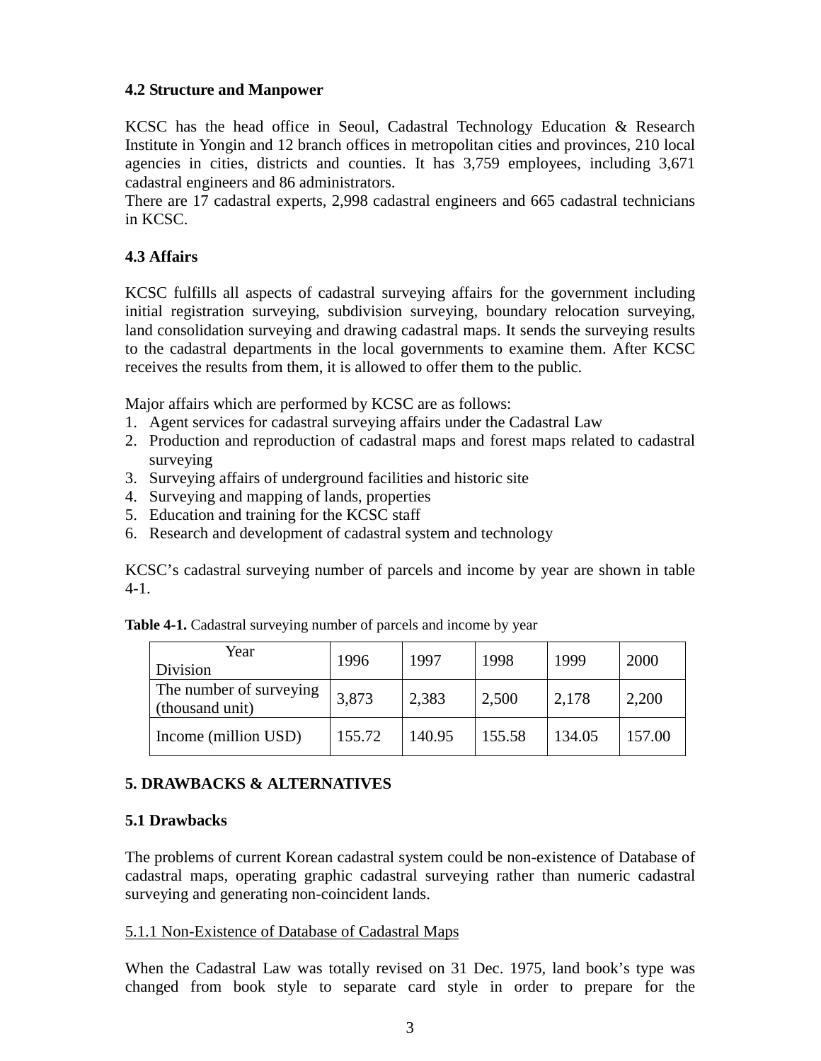### 4.2 Structure and Manpower

KCSC has the head office in Seoul, Cadastral Technology Education & Research Institute in Yongin and 12 branch offices in metropolitan cities and provinces, 210 local agencies in cities, districts and counties. It has 3,759 employees, including 3,671 cadastral engineers and 86 administrators.
There are 17 cadastral experts, 2,998 cadastral engineers and 665 cadastral technicians in KCSC.

### 4.3 Affairs

KCSC fulfills all aspects of cadastral surveying affairs for the government including initial registration surveying, subdivision surveying, boundary relocation surveying, land consolidation surveying and drawing cadastral maps. It sends the surveying results to the cadastral departments in the local governments to examine them. After KCSC receives the results from them, it is allowed to offer them to the public.

Major affairs which are performed by KCSC are as follows:

1. Agent services for cadastral surveying affairs under the Cadastral Law
2. Production and reproduction of cadastral maps and forest maps related to cadastral surveying
3. Surveying affairs of underground facilities and historic site
4. Surveying and mapping of lands, properties
5. Education and training for the KCSC staff
6. Research and development of cadastral system and technology

KCSC's cadastral surveying number of parcels and income by year are shown in table 4-1.

**Table 4-1.** Cadastral surveying number of parcels and income by year

| Year / Division | 1996 | 1997 | 1998 | 1999 | 2000 |
|---|---|---|---|---|---|
| The number of surveying (thousand unit) | 3,873 | 2,383 | 2,500 | 2,178 | 2,200 |
| Income (million USD) | 155.72 | 140.95 | 155.58 | 134.05 | 157.00 |

## 5. DRAWBACKS & ALTERNATIVES

### 5.1 Drawbacks

The problems of current Korean cadastral system could be non-existence of Database of cadastral maps, operating graphic cadastral surveying rather than numeric cadastral surveying and generating non-coincident lands.

#### 5.1.1 Non-Existence of Database of Cadastral Maps

When the Cadastral Law was totally revised on 31 Dec. 1975, land book's type was changed from book style to separate card style in order to prepare for the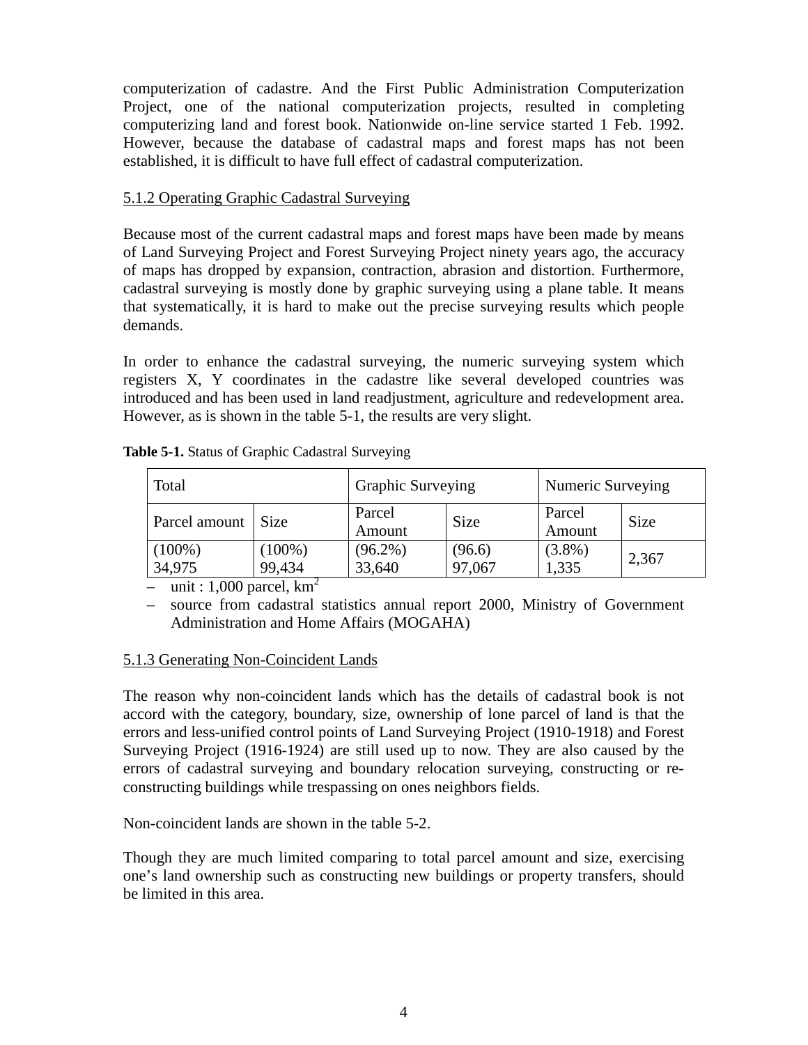computerization of cadastre. And the First Public Administration Computerization Project, one of the national computerization projects, resulted in completing computerizing land and forest book. Nationwide on-line service started 1 Feb. 1992. However, because the database of cadastral maps and forest maps has not been established, it is difficult to have full effect of cadastral computerization.

### 5.1.2 Operating Graphic Cadastral Surveying

Because most of the current cadastral maps and forest maps have been made by means of Land Surveying Project and Forest Surveying Project ninety years ago, the accuracy of maps has dropped by expansion, contraction, abrasion and distortion. Furthermore, cadastral surveying is mostly done by graphic surveying using a plane table. It means that systematically, it is hard to make out the precise surveying results which people demands.

In order to enhance the cadastral surveying, the numeric surveying system which registers X, Y coordinates in the cadastre like several developed countries was introduced and has been used in land readjustment, agriculture and redevelopment area. However, as is shown in the table 5-1, the results are very slight.

**Table 5-1.** Status of Graphic Cadastral Surveying

| Total | | Graphic Surveying | | Numeric Surveying | |
|---|---|---|---|---|---|
| Parcel amount | Size | Parcel Amount | Size | Parcel Amount | Size |
| (100%) 34,975 | (100%) 99,434 | (96.2%) 33,640 | (96.6) 97,067 | (3.8%) 1,335 | 2,367 |

- unit : 1,000 parcel, $km^2$
- source from cadastral statistics annual report 2000, Ministry of Government Administration and Home Affairs (MOGAHA)

### 5.1.3 Generating Non-Coincident Lands

The reason why non-coincident lands which has the details of cadastral book is not accord with the category, boundary, size, ownership of lone parcel of land is that the errors and less-unified control points of Land Surveying Project (1910-1918) and Forest Surveying Project (1916-1924) are still used up to now. They are also caused by the errors of cadastral surveying and boundary relocation surveying, constructing or re-constructing buildings while trespassing on ones neighbors fields.

Non-coincident lands are shown in the table 5-2.

Though they are much limited comparing to total parcel amount and size, exercising one's land ownership such as constructing new buildings or property transfers, should be limited in this area.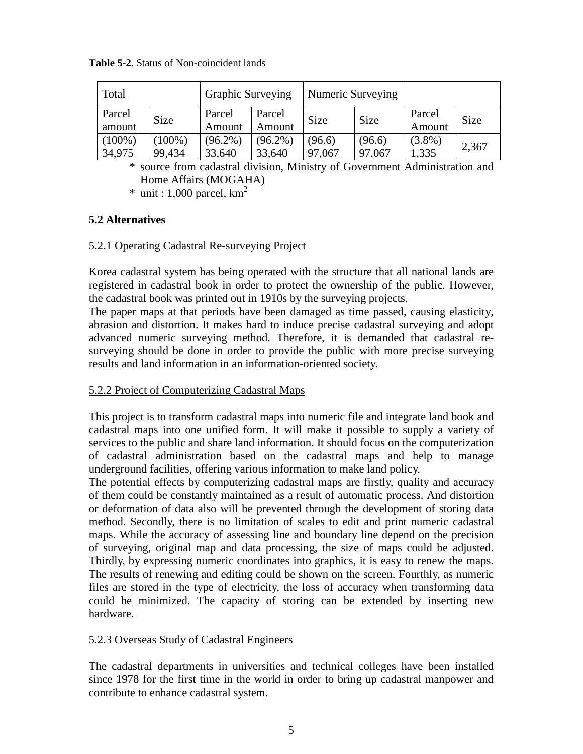**Table 5-2.** Status of Non-coincident lands

| Total | | Graphic Surveying | | Numeric Surveying | | | |
|---|---|---|---|---|---|---|---|
| Parcel amount | Size | Parcel Amount | Parcel Amount | Size | Size | Parcel Amount | Size |
| (100%) 34,975 | (100%) 99,434 | (96.2%) 33,640 | (96.2%) 33,640 | (96.6) 97,067 | (96.6) 97,067 | (3.8%) 1,335 | 2,367 |

* source from cadastral division, Ministry of Government Administration and Home Affairs (MOGAHA)
* unit : 1,000 parcel, $km^2$

### 5.2 Alternatives

#### 5.2.1 Operating Cadastral Re-surveying Project

Korea cadastral system has being operated with the structure that all national lands are registered in cadastral book in order to protect the ownership of the public. However, the cadastral book was printed out in 1910s by the surveying projects.

The paper maps at that periods have been damaged as time passed, causing elasticity, abrasion and distortion. It makes hard to induce precise cadastral surveying and adopt advanced numeric surveying method. Therefore, it is demanded that cadastral re-surveying should be done in order to provide the public with more precise surveying results and land information in an information-oriented society.

#### 5.2.2 Project of Computerizing Cadastral Maps

This project is to transform cadastral maps into numeric file and integrate land book and cadastral maps into one unified form. It will make it possible to supply a variety of services to the public and share land information. It should focus on the computerization of cadastral administration based on the cadastral maps and help to manage underground facilities, offering various information to make land policy.

The potential effects by computerizing cadastral maps are firstly, quality and accuracy of them could be constantly maintained as a result of automatic process. And distortion or deformation of data also will be prevented through the development of storing data method. Secondly, there is no limitation of scales to edit and print numeric cadastral maps. While the accuracy of assessing line and boundary line depend on the precision of surveying, original map and data processing, the size of maps could be adjusted. Thirdly, by expressing numeric coordinates into graphics, it is easy to renew the maps. The results of renewing and editing could be shown on the screen. Fourthly, as numeric files are stored in the type of electricity, the loss of accuracy when transforming data could be minimized. The capacity of storing can be extended by inserting new hardware.

#### 5.2.3 Overseas Study of Cadastral Engineers

The cadastral departments in universities and technical colleges have been installed since 1978 for the first time in the world in order to bring up cadastral manpower and contribute to enhance cadastral system.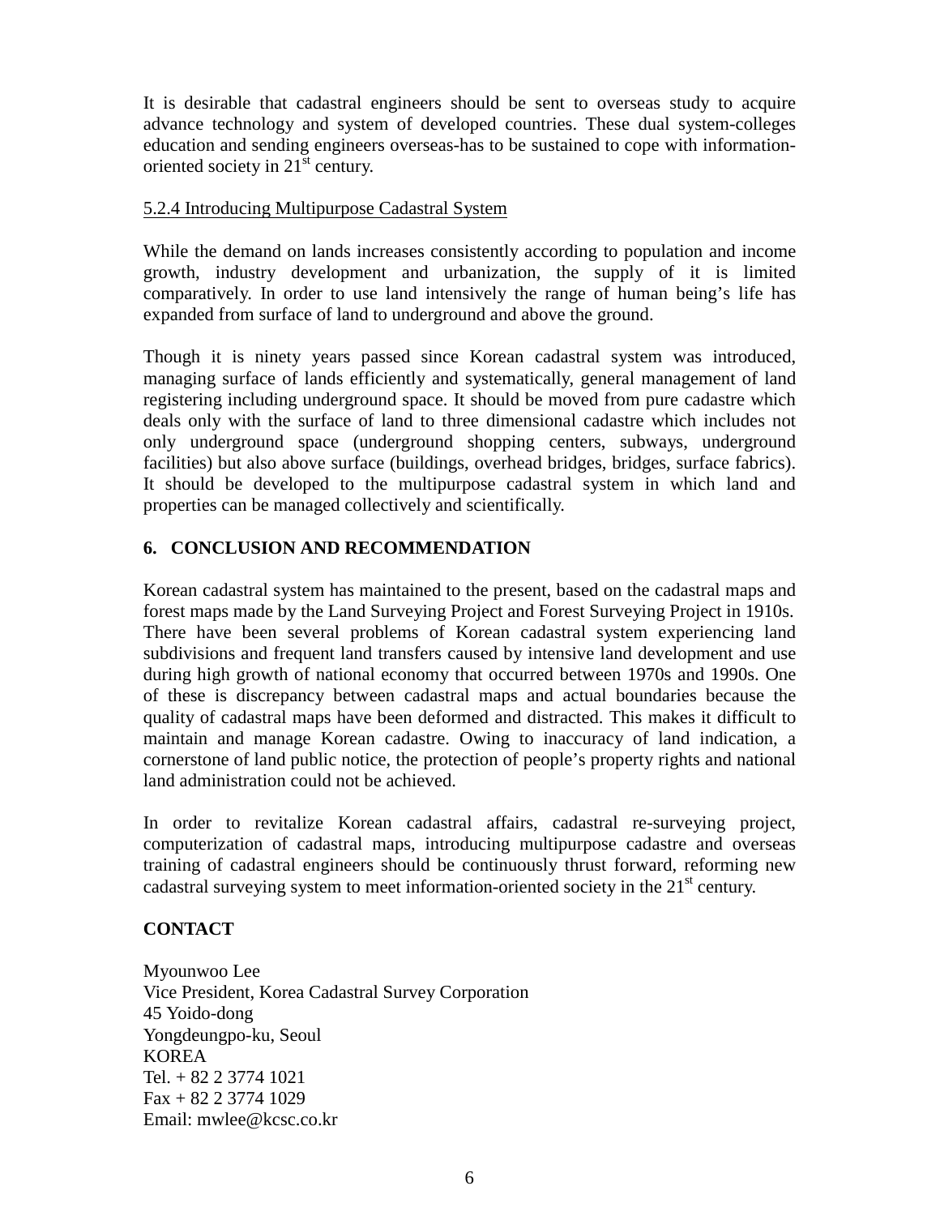It is desirable that cadastral engineers should be sent to overseas study to acquire advance technology and system of developed countries. These dual system-colleges education and sending engineers overseas-has to be sustained to cope with information-oriented society in 21st century.

### 5.2.4 Introducing Multipurpose Cadastral System

While the demand on lands increases consistently according to population and income growth, industry development and urbanization, the supply of it is limited comparatively. In order to use land intensively the range of human being's life has expanded from surface of land to underground and above the ground.

Though it is ninety years passed since Korean cadastral system was introduced, managing surface of lands efficiently and systematically, general management of land registering including underground space. It should be moved from pure cadastre which deals only with the surface of land to three dimensional cadastre which includes not only underground space (underground shopping centers, subways, underground facilities) but also above surface (buildings, overhead bridges, bridges, surface fabrics). It should be developed to the multipurpose cadastral system in which land and properties can be managed collectively and scientifically.

## 6. CONCLUSION AND RECOMMENDATION

Korean cadastral system has maintained to the present, based on the cadastral maps and forest maps made by the Land Surveying Project and Forest Surveying Project in 1910s. There have been several problems of Korean cadastral system experiencing land subdivisions and frequent land transfers caused by intensive land development and use during high growth of national economy that occurred between 1970s and 1990s. One of these is discrepancy between cadastral maps and actual boundaries because the quality of cadastral maps have been deformed and distracted. This makes it difficult to maintain and manage Korean cadastre. Owing to inaccuracy of land indication, a cornerstone of land public notice, the protection of people's property rights and national land administration could not be achieved.

In order to revitalize Korean cadastral affairs, cadastral re-surveying project, computerization of cadastral maps, introducing multipurpose cadastre and overseas training of cadastral engineers should be continuously thrust forward, reforming new cadastral surveying system to meet information-oriented society in the 21st century.

## CONTACT

Myounwoo Lee
Vice President, Korea Cadastral Survey Corporation
45 Yoido-dong
Yongdeungpo-ku, Seoul
KOREA
Tel. + 82 2 3774 1021
Fax + 82 2 3774 1029
Email: mwlee@kcsc.co.kr